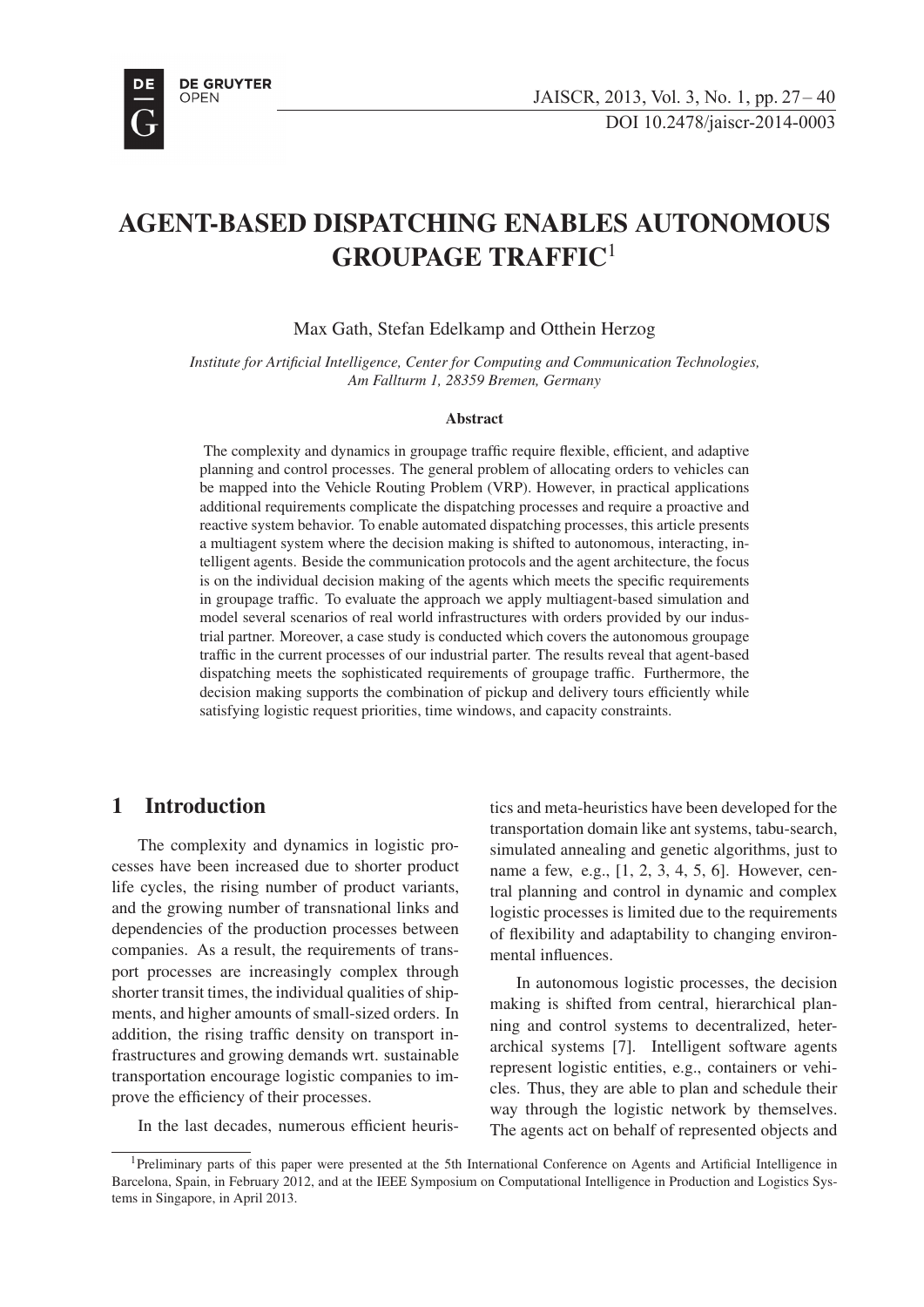# AGENT-BASED DISPATCHING ENABLES AUTONOMOUS GROUPAGE TRAFFIC[1]

Max Gath, Stefan Edelkamp and Otthein Herzog

*Institute for Artificial Intelligence, Center for Computing and Communication Technologies, Am Fallturm 1, 28359 Bremen, Germany*

### Abstract

The complexity and dynamics in groupage traffic require flexible, efficient, and adaptive planning and control processes. The general problem of allocating orders to vehicles can be mapped into the Vehicle Routing Problem (VRP). However, in practical applications additional requirements complicate the dispatching processes and require a proactive and reactive system behavior. To enable automated dispatching processes, this article presents a multiagent system where the decision making is shifted to autonomous, interacting, intelligent agents. Beside the communication protocols and the agent architecture, the focus is on the individual decision making of the agents which meets the specific requirements in groupage traffic. To evaluate the approach we apply multiagent-based simulation and model several scenarios of real world infrastructures with orders provided by our industrial partner. Moreover, a case study is conducted which covers the autonomous groupage traffic in the current processes of our industrial parter. The results reveal that agent-based dispatching meets the sophisticated requirements of groupage traffic. Furthermore, the decision making supports the combination of pickup and delivery tours efficiently while satisfying logistic request priorities, time windows, and capacity constraints.

## 1 Introduction

The complexity and dynamics in logistic processes have been increased due to shorter product life cycles, the rising number of product variants, and the growing number of transnational links and dependencies of the production processes between companies. As a result, the requirements of transport processes are increasingly complex through shorter transit times, the individual qualities of shipments, and higher amounts of small-sized orders. In addition, the rising traffic density on transport infrastructures and growing demands wrt. sustainable transportation encourage logistic companies to improve the efficiency of their processes.

In the last decades, numerous efficient heuristics and meta-heuristics have been developed for the transportation domain like ant systems, tabu-search, simulated annealing and genetic algorithms, just to name a few, e.g., [1, 2, 3, 4, 5, 6]. However, central planning and control in dynamic and complex logistic processes is limited due to the requirements of flexibility and adaptability to changing environmental influences.

In autonomous logistic processes, the decision making is shifted from central, hierarchical planning and control systems to decentralized, heterarchical systems [7]. Intelligent software agents represent logistic entities, e.g., containers or vehicles. Thus, they are able to plan and schedule their way through the logistic network by themselves. The agents act on behalf of represented objects and

[1]Preliminary parts of this paper were presented at the 5th International Conference on Agents and Artificial Intelligence in Barcelona, Spain, in February 2012, and at the IEEE Symposium on Computational Intelligence in Production and Logistics Systems in Singapore, in April 2013.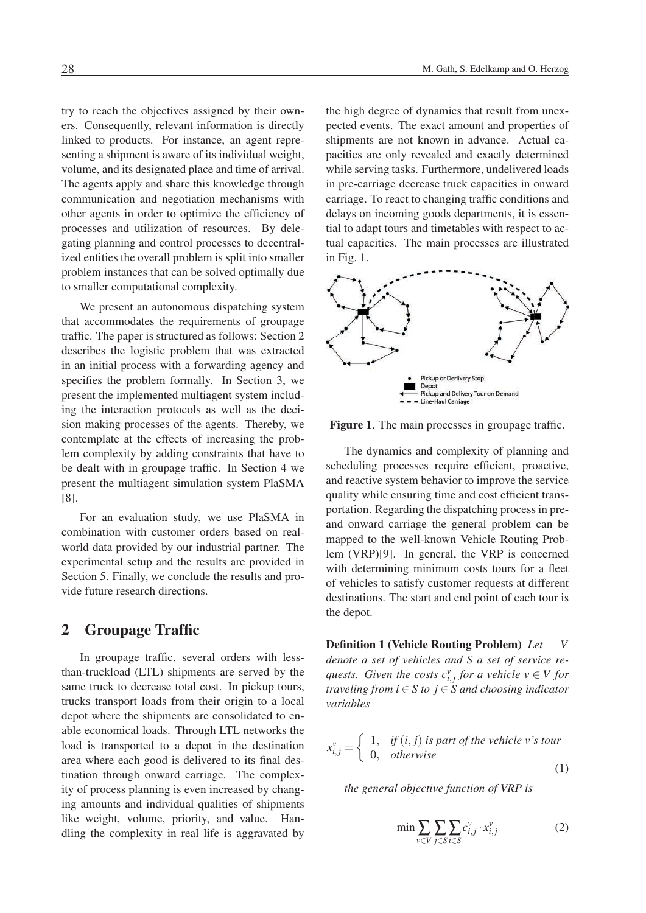try to reach the objectives assigned by their owners. Consequently, relevant information is directly linked to products. For instance, an agent representing a shipment is aware of its individual weight, volume, and its designated place and time of arrival. The agents apply and share this knowledge through communication and negotiation mechanisms with other agents in order to optimize the efficiency of processes and utilization of resources. By delegating planning and control processes to decentralized entities the overall problem is split into smaller problem instances that can be solved optimally due to smaller computational complexity.

We present an autonomous dispatching system that accommodates the requirements of groupage traffic. The paper is structured as follows: Section 2 describes the logistic problem that was extracted in an initial process with a forwarding agency and specifies the problem formally. In Section 3, we present the implemented multiagent system including the interaction protocols as well as the decision making processes of the agents. Thereby, we contemplate at the effects of increasing the problem complexity by adding constraints that have to be dealt with in groupage traffic. In Section 4 we present the multiagent simulation system PlaSMA [8].

For an evaluation study, we use PlaSMA in combination with customer orders based on real-world data provided by our industrial partner. The experimental setup and the results are provided in Section 5. Finally, we conclude the results and provide future research directions.

## 2 Groupage Traffic

In groupage traffic, several orders with less-than-truckload (LTL) shipments are served by the same truck to decrease total cost. In pickup tours, trucks transport loads from their origin to a local depot where the shipments are consolidated to enable economical loads. Through LTL networks the load is transported to a depot in the destination area where each good is delivered to its final destination through onward carriage. The complexity of process planning is even increased by changing amounts and individual qualities of shipments like weight, volume, priority, and value. Handling the complexity in real life is aggravated by the high degree of dynamics that result from unexpected events. The exact amount and properties of shipments are not known in advance. Actual capacities are only revealed and exactly determined while serving tasks. Furthermore, undelivered loads in pre-carriage decrease truck capacities in onward carriage. To react to changing traffic conditions and delays on incoming goods departments, it is essential to adapt tours and timetables with respect to actual capacities. The main processes are illustrated in Fig. 1.

**Figure 1**. The main processes in groupage traffic.

The dynamics and complexity of planning and scheduling processes require efficient, proactive, and reactive system behavior to improve the service quality while ensuring time and cost efficient transportation. Regarding the dispatching process in pre- and onward carriage the general problem can be mapped to the well-known Vehicle Routing Problem (VRP)[9]. In general, the VRP is concerned with determining minimum costs tours for a fleet of vehicles to satisfy customer requests at different destinations. The start and end point of each tour is the depot.

**Definition 1 (Vehicle Routing Problem)** *Let $V$ denote a set of vehicles and $S$ a set of service requests. Given the costs $c^v_{i,j}$ for a vehicle $v \in V$ for traveling from $i \in S$ to $j \in S$ and choosing indicator variables*

$$x^v_{i,j} = \begin{cases} 1, & \textit{if } (i,j) \textit{ is part of the vehicle } v\textit{'s tour} \\ 0, & \textit{otherwise} \end{cases} \tag{1}$$

*the general objective function of VRP is*

$$\min \sum_{v \in V} \sum_{j \in S} \sum_{i \in S} c^v_{i,j} \cdot x^v_{i,j} \tag{2}$$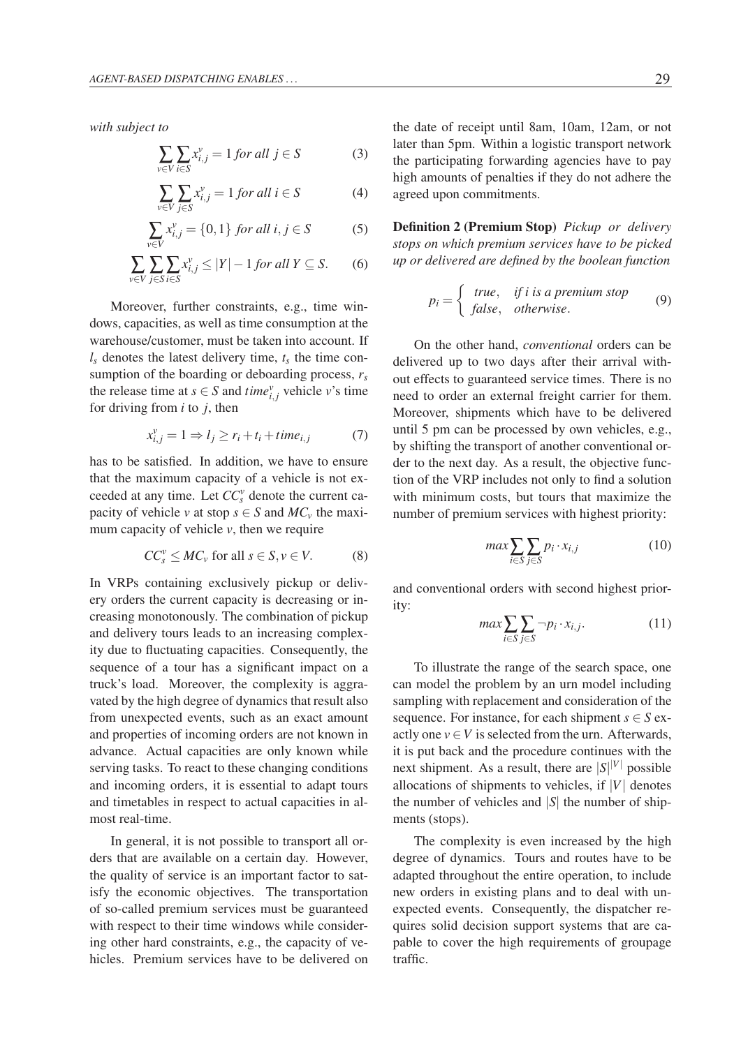*with subject to*

$$\sum_{v \in V} \sum_{i \in S} x_{i,j}^{v} = 1 \textit{ for all } j \in S \tag{3}$$

$$\sum_{v \in V} \sum_{j \in S} x_{i,j}^{v} = 1 \textit{ for all } i \in S \tag{4}$$

$$\sum_{v \in V} x_{i,j}^{v} = \{0,1\} \textit{ for all } i,j \in S \tag{5}$$

$$\sum_{v \in V} \sum_{j \in S} \sum_{i \in S} x_{i,j}^{v} \leq |Y| - 1 \textit{ for all } Y \subseteq S. \tag{6}$$

Moreover, further constraints, e.g., time windows, capacities, as well as time consumption at the warehouse/customer, must be taken into account. If $l_s$ denotes the latest delivery time, $t_s$ the time consumption of the boarding or deboarding process, $r_s$ the release time at $s \in S$ and $time_{i,j}^{v}$ vehicle $v$'s time for driving from $i$ to $j$, then

$$x_{i,j}^{v} = 1 \Rightarrow l_j \geq r_i + t_i + time_{i,j} \tag{7}$$

has to be satisfied. In addition, we have to ensure that the maximum capacity of a vehicle is not exceeded at any time. Let $CC_s^v$ denote the current capacity of vehicle $v$ at stop $s \in S$ and $MC_v$ the maximum capacity of vehicle $v$, then we require

$$CC_s^v \leq MC_v \text{ for all } s \in S, v \in V. \tag{8}$$

In VRPs containing exclusively pickup or delivery orders the current capacity is decreasing or increasing monotonously. The combination of pickup and delivery tours leads to an increasing complexity due to fluctuating capacities. Consequently, the sequence of a tour has a significant impact on a truck's load. Moreover, the complexity is aggravated by the high degree of dynamics that result also from unexpected events, such as an exact amount and properties of incoming orders are not known in advance. Actual capacities are only known while serving tasks. To react to these changing conditions and incoming orders, it is essential to adapt tours and timetables in respect to actual capacities in almost real-time.

In general, it is not possible to transport all orders that are available on a certain day. However, the quality of service is an important factor to satisfy the economic objectives. The transportation of so-called premium services must be guaranteed with respect to their time windows while considering other hard constraints, e.g., the capacity of vehicles. Premium services have to be delivered on the date of receipt until 8am, 10am, 12am, or not later than 5pm. Within a logistic transport network the participating forwarding agencies have to pay high amounts of penalties if they do not adhere the agreed upon commitments.

**Definition 2 (Premium Stop)** *Pickup or delivery stops on which premium services have to be picked up or delivered are defined by the boolean function*

$$p_i = \begin{cases} \textit{true}, & \textit{if } i \textit{ is a premium stop} \\ \textit{false}, & \textit{otherwise}. \end{cases} \tag{9}$$

On the other hand, *conventional* orders can be delivered up to two days after their arrival without effects to guaranteed service times. There is no need to order an external freight carrier for them. Moreover, shipments which have to be delivered until 5 pm can be processed by own vehicles, e.g., by shifting the transport of another conventional order to the next day. As a result, the objective function of the VRP includes not only to find a solution with minimum costs, but tours that maximize the number of premium services with highest priority:

$$max \sum_{i \in S} \sum_{j \in S} p_i \cdot x_{i,j} \tag{10}$$

and conventional orders with second highest priority:

$$max \sum_{i \in S} \sum_{j \in S} \neg p_i \cdot x_{i,j}. \tag{11}$$

To illustrate the range of the search space, one can model the problem by an urn model including sampling with replacement and consideration of the sequence. For instance, for each shipment $s \in S$ exactly one $v \in V$ is selected from the urn. Afterwards, it is put back and the procedure continues with the next shipment. As a result, there are $|S|^{|V|}$ possible allocations of shipments to vehicles, if $|V|$ denotes the number of vehicles and $|S|$ the number of shipments (stops).

The complexity is even increased by the high degree of dynamics. Tours and routes have to be adapted throughout the entire operation, to include new orders in existing plans and to deal with unexpected events. Consequently, the dispatcher requires solid decision support systems that are capable to cover the high requirements of groupage traffic.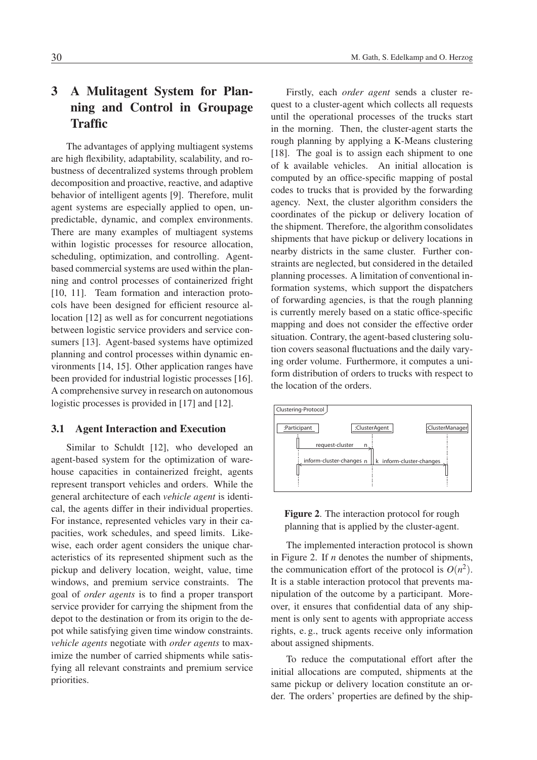## 3 A Mulitagent System for Planning and Control in Groupage Traffic

The advantages of applying multiagent systems are high flexibility, adaptability, scalability, and robustness of decentralized systems through problem decomposition and proactive, reactive, and adaptive behavior of intelligent agents [9]. Therefore, mulit agent systems are especially applied to open, unpredictable, dynamic, and complex environments. There are many examples of multiagent systems within logistic processes for resource allocation, scheduling, optimization, and controlling. Agent-based commercial systems are used within the planning and control processes of containerized fright [10, 11]. Team formation and interaction protocols have been designed for efficient resource allocation [12] as well as for concurrent negotiations between logistic service providers and service consumers [13]. Agent-based systems have optimized planning and control processes within dynamic environments [14, 15]. Other application ranges have been provided for industrial logistic processes [16]. A comprehensive survey in research on autonomous logistic processes is provided in [17] and [12].

### 3.1 Agent Interaction and Execution

Similar to Schuldt [12], who developed an agent-based system for the optimization of warehouse capacities in containerized freight, agents represent transport vehicles and orders. While the general architecture of each *vehicle agent* is identical, the agents differ in their individual properties. For instance, represented vehicles vary in their capacities, work schedules, and speed limits. Likewise, each order agent considers the unique characteristics of its represented shipment such as the pickup and delivery location, weight, value, time windows, and premium service constraints. The goal of *order agents* is to find a proper transport service provider for carrying the shipment from the depot to the destination or from its origin to the depot while satisfying given time window constraints. *vehicle agents* negotiate with *order agents* to maximize the number of carried shipments while satisfying all relevant constraints and premium service priorities.

Firstly, each *order agent* sends a cluster request to a cluster-agent which collects all requests until the operational processes of the trucks start in the morning. Then, the cluster-agent starts the rough planning by applying a K-Means clustering [18]. The goal is to assign each shipment to one of k available vehicles. An initial allocation is computed by an office-specific mapping of postal codes to trucks that is provided by the forwarding agency. Next, the cluster algorithm considers the coordinates of the pickup or delivery location of the shipment. Therefore, the algorithm consolidates shipments that have pickup or delivery locations in nearby districts in the same cluster. Further constraints are neglected, but considered in the detailed planning processes. A limitation of conventional information systems, which support the dispatchers of forwarding agencies, is that the rough planning is currently merely based on a static office-specific mapping and does not consider the effective order situation. Contrary, the agent-based clustering solution covers seasonal fluctuations and the daily varying order volume. Furthermore, it computes a uniform distribution of orders to trucks with respect to the location of the orders.

**Figure 2**. The interaction protocol for rough planning that is applied by the cluster-agent.

The implemented interaction protocol is shown in Figure 2. If $n$ denotes the number of shipments, the communication effort of the protocol is $O(n^2)$. It is a stable interaction protocol that prevents manipulation of the outcome by a participant. Moreover, it ensures that confidential data of any shipment is only sent to agents with appropriate access rights, e. g., truck agents receive only information about assigned shipments.

To reduce the computational effort after the initial allocations are computed, shipments at the same pickup or delivery location constitute an order. The orders' properties are defined by the ship-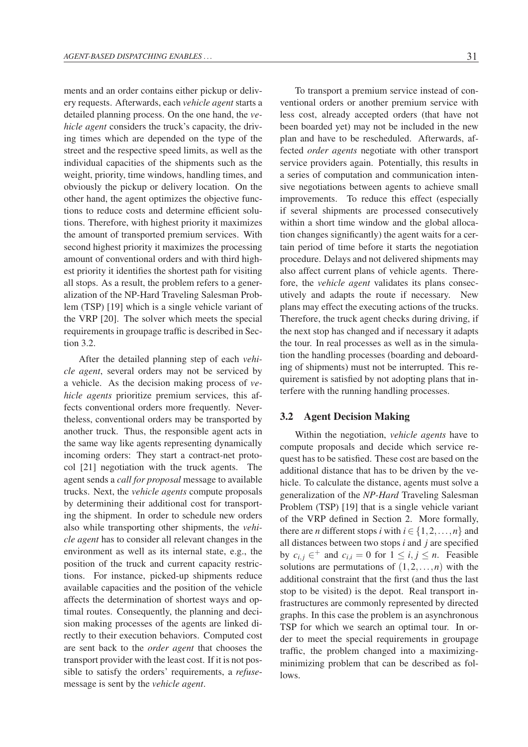ments and an order contains either pickup or delivery requests. Afterwards, each *vehicle agent* starts a detailed planning process. On the one hand, the *vehicle agent* considers the truck's capacity, the driving times which are depended on the type of the street and the respective speed limits, as well as the individual capacities of the shipments such as the weight, priority, time windows, handling times, and obviously the pickup or delivery location. On the other hand, the agent optimizes the objective functions to reduce costs and determine efficient solutions. Therefore, with highest priority it maximizes the amount of transported premium services. With second highest priority it maximizes the processing amount of conventional orders and with third highest priority it identifies the shortest path for visiting all stops. As a result, the problem refers to a generalization of the NP-Hard Traveling Salesman Problem (TSP) [19] which is a single vehicle variant of the VRP [20]. The solver which meets the special requirements in groupage traffic is described in Section 3.2.

After the detailed planning step of each *vehicle agent*, several orders may not be serviced by a vehicle. As the decision making process of *vehicle agents* prioritize premium services, this affects conventional orders more frequently. Nevertheless, conventional orders may be transported by another truck. Thus, the responsible agent acts in the same way like agents representing dynamically incoming orders: They start a contract-net protocol [21] negotiation with the truck agents. The agent sends a *call for proposal* message to available trucks. Next, the *vehicle agents* compute proposals by determining their additional cost for transporting the shipment. In order to schedule new orders also while transporting other shipments, the *vehicle agent* has to consider all relevant changes in the environment as well as its internal state, e.g., the position of the truck and current capacity restrictions. For instance, picked-up shipments reduce available capacities and the position of the vehicle affects the determination of shortest ways and optimal routes. Consequently, the planning and decision making processes of the agents are linked directly to their execution behaviors. Computed cost are sent back to the *order agent* that chooses the transport provider with the least cost. If it is not possible to satisfy the orders' requirements, a *refuse*-message is sent by the *vehicle agent*.

To transport a premium service instead of conventional orders or another premium service with less cost, already accepted orders (that have not been boarded yet) may not be included in the new plan and have to be rescheduled. Afterwards, affected *order agents* negotiate with other transport service providers again. Potentially, this results in a series of computation and communication intensive negotiations between agents to achieve small improvements. To reduce this effect (especially if several shipments are processed consecutively within a short time window and the global allocation changes significantly) the agent waits for a certain period of time before it starts the negotiation procedure. Delays and not delivered shipments may also affect current plans of vehicle agents. Therefore, the *vehicle agent* validates its plans consecutively and adapts the route if necessary. New plans may effect the executing actions of the trucks. Therefore, the truck agent checks during driving, if the next stop has changed and if necessary it adapts the tour. In real processes as well as in the simulation the handling processes (boarding and deboarding of shipments) must not be interrupted. This requirement is satisfied by not adopting plans that interfere with the running handling processes.

## 3.2 Agent Decision Making

Within the negotiation, *vehicle agents* have to compute proposals and decide which service request has to be satisfied. These cost are based on the additional distance that has to be driven by the vehicle. To calculate the distance, agents must solve a generalization of the *NP-Hard* Traveling Salesman Problem (TSP) [19] that is a single vehicle variant of the VRP defined in Section 2. More formally, there are $n$ different stops $i$ with $i \in \{1, 2, \ldots, n\}$ and all distances between two stops $i$ and $j$ are specified by $c_{i,j} \in^{+}$ and $c_{i,i} = 0$ for $1 \leq i, j \leq n$. Feasible solutions are permutations of $(1, 2, \ldots, n)$ with the additional constraint that the first (and thus the last stop to be visited) is the depot. Real transport infrastructures are commonly represented by directed graphs. In this case the problem is an asynchronous TSP for which we search an optimal tour. In order to meet the special requirements in groupage traffic, the problem changed into a maximizing-minimizing problem that can be described as follows.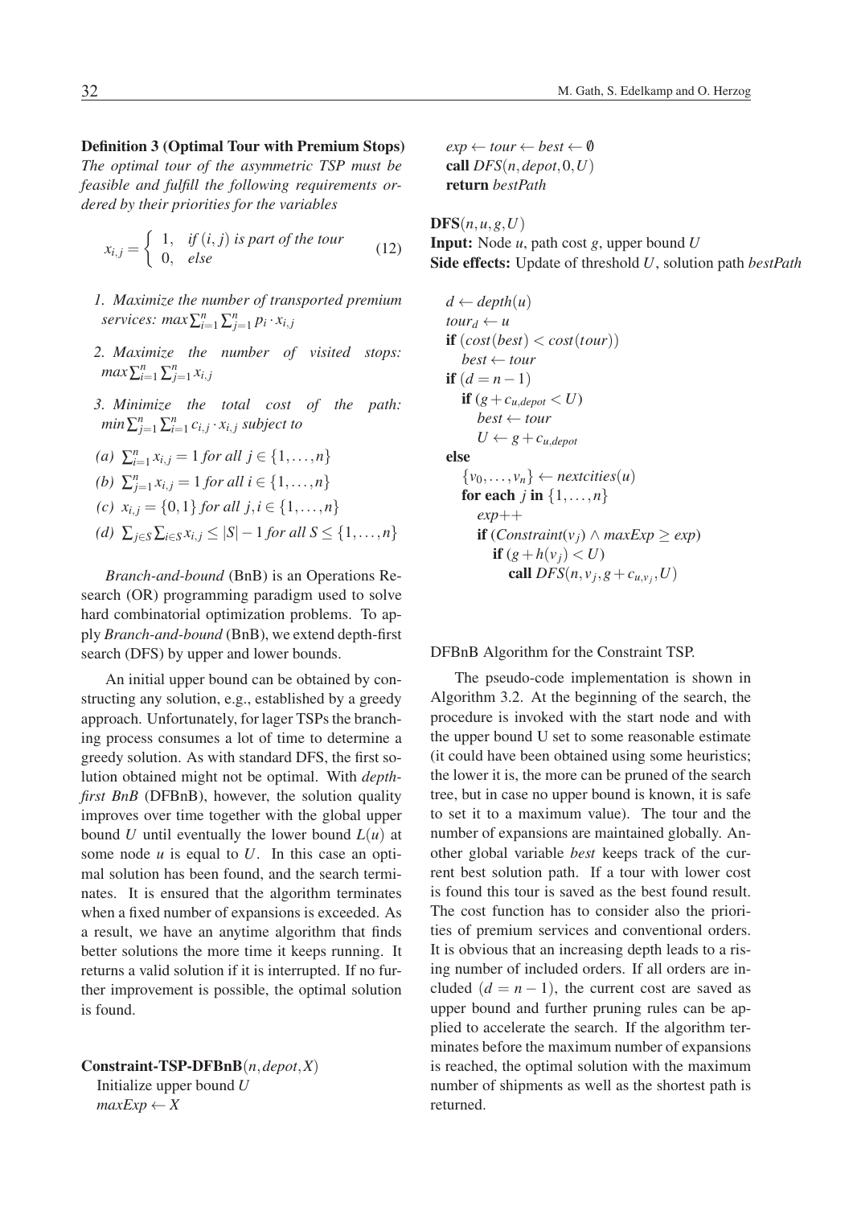**Definition 3 (Optimal Tour with Premium Stops)** *The optimal tour of the asymmetric TSP must be feasible and fulfill the following requirements ordered by their priorities for the variables*

$$x_{i,j} = \begin{cases} 1, & \text{if } (i,j) \text{ is part of the tour} \\ 0, & \text{else} \end{cases} \tag{12}$$

1. *Maximize the number of transported premium services:* $max \sum_{i=1}^{n} \sum_{j=1}^{n} p_i \cdot x_{i,j}$
2. *Maximize the number of visited stops:* $max \sum_{i=1}^{n} \sum_{j=1}^{n} x_{i,j}$
3. *Minimize the total cost of the path:* $min \sum_{j=1}^{n} \sum_{i=1}^{n} c_{i,j} \cdot x_{i,j}$ *subject to*

(a) $\sum_{i=1}^{n} x_{i,j} = 1$ *for all* $j \in \{1,\ldots,n\}$

(b) $\sum_{j=1}^{n} x_{i,j} = 1$ *for all* $i \in \{1,\ldots,n\}$

(c) $x_{i,j} = \{0,1\}$ *for all* $j,i \in \{1,\ldots,n\}$

(d) $\sum_{j \in S} \sum_{i \in S} x_{i,j} \leq |S| - 1$ *for all* $S \leq \{1,\ldots,n\}$

*Branch-and-bound* (BnB) is an Operations Research (OR) programming paradigm used to solve hard combinatorial optimization problems. To apply *Branch-and-bound* (BnB), we extend depth-first search (DFS) by upper and lower bounds.

An initial upper bound can be obtained by constructing any solution, e.g., established by a greedy approach. Unfortunately, for lager TSPs the branching process consumes a lot of time to determine a greedy solution. As with standard DFS, the first solution obtained might not be optimal. With *depth-first BnB* (DFBnB), however, the solution quality improves over time together with the global upper bound $U$ until eventually the lower bound $L(u)$ at some node $u$ is equal to $U$. In this case an optimal solution has been found, and the search terminates. It is ensured that the algorithm terminates when a fixed number of expansions is exceeded. As a result, we have an anytime algorithm that finds better solutions the more time it keeps running. It returns a valid solution if it is interrupted. If no further improvement is possible, the optimal solution is found.

```
Constraint-TSP-DFBnB(n, depot, X)
  Initialize upper bound U
  maxExp ← X
  exp ← tour ← best ← ∅
  call DFS(n, depot, 0, U)
  return bestPath

DFS(n, u, g, U)
Input: Node u, path cost g, upper bound U
Side effects: Update of threshold U, solution path bestPath

  d ← depth(u)
  tour_d ← u
  if (cost(best) < cost(tour))
    best ← tour
  if (d = n − 1)
    if (g + c_{u,depot} < U)
      best ← tour
      U ← g + c_{u,depot}
  else
    {v_0, ..., v_n} ← nextcities(u)
    for each j in {1, ..., n}
      exp++
      if (Constraint(v_j) ∧ maxExp ≥ exp)
        if (g + h(v_j) < U)
          call DFS(n, v_j, g + c_{u,v_j}, U)
```

DFBnB Algorithm for the Constraint TSP.

The pseudo-code implementation is shown in Algorithm 3.2. At the beginning of the search, the procedure is invoked with the start node and with the upper bound U set to some reasonable estimate (it could have been obtained using some heuristics; the lower it is, the more can be pruned of the search tree, but in case no upper bound is known, it is safe to set it to a maximum value). The tour and the number of expansions are maintained globally. Another global variable *best* keeps track of the current best solution path. If a tour with lower cost is found this tour is saved as the best found result. The cost function has to consider also the priorities of premium services and conventional orders. It is obvious that an increasing depth leads to a rising number of included orders. If all orders are included ($d = n-1$), the current cost are saved as upper bound and further pruning rules can be applied to accelerate the search. If the algorithm terminates before the maximum number of expansions is reached, the optimal solution with the maximum number of shipments as well as the shortest path is returned.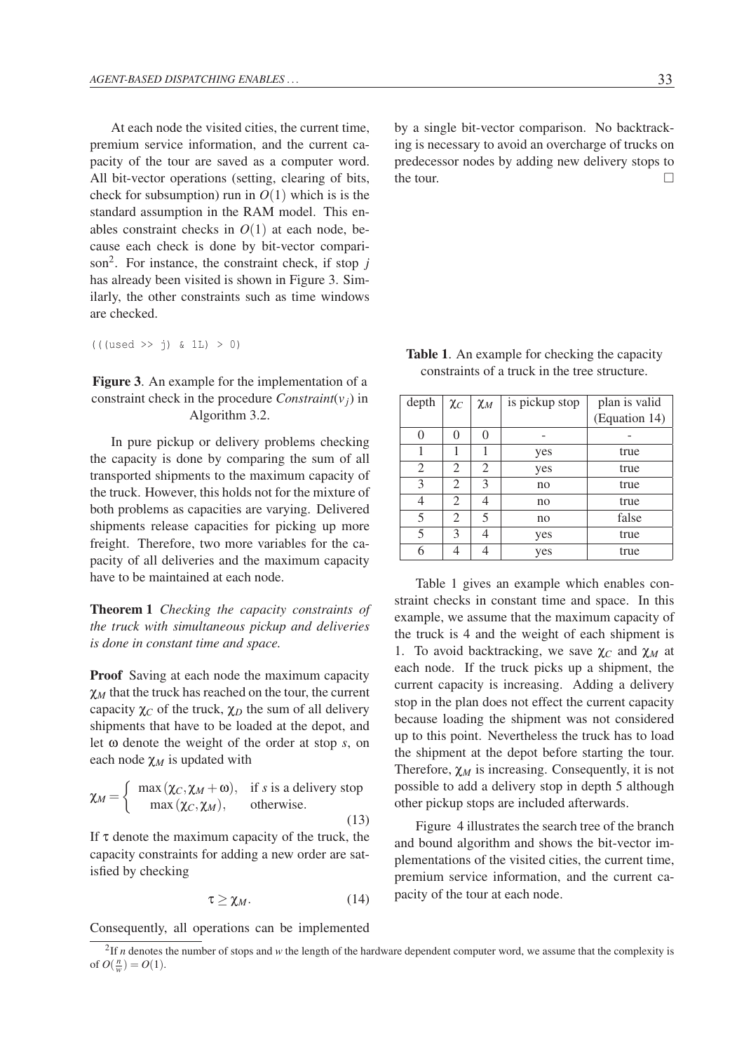At each node the visited cities, the current time, premium service information, and the current capacity of the tour are saved as a computer word. All bit-vector operations (setting, clearing of bits, check for subsumption) run in $O(1)$ which is is the standard assumption in the RAM model. This enables constraint checks in $O(1)$ at each node, because each check is done by bit-vector comparison[2]. For instance, the constraint check, if stop $j$ has already been visited is shown in Figure 3. Similarly, the other constraints such as time windows are checked.

```
(((used >> j) & 1L) > 0)
```

**Figure 3**. An example for the implementation of a constraint check in the procedure *Constraint*($v_j$) in Algorithm 3.2.

In pure pickup or delivery problems checking the capacity is done by comparing the sum of all transported shipments to the maximum capacity of the truck. However, this holds not for the mixture of both problems as capacities are varying. Delivered shipments release capacities for picking up more freight. Therefore, two more variables for the capacity of all deliveries and the maximum capacity have to be maintained at each node.

**Theorem 1** *Checking the capacity constraints of the truck with simultaneous pickup and deliveries is done in constant time and space.*

**Proof** Saving at each node the maximum capacity $\chi_M$ that the truck has reached on the tour, the current capacity $\chi_C$ of the truck, $\chi_D$ the sum of all delivery shipments that have to be loaded at the depot, and let $\omega$ denote the weight of the order at stop $s$, on each node $\chi_M$ is updated with

$$\chi_M = \begin{cases} \max(\chi_C, \chi_M + \omega), & \text{if } s \text{ is a delivery stop} \\ \max(\chi_C, \chi_M), & \text{otherwise.} \end{cases} \tag{13}$$

If $\tau$ denote the maximum capacity of the truck, the capacity constraints for adding a new order are satisfied by checking

$$\tau \geq \chi_M. \tag{14}$$

Consequently, all operations can be implemented by a single bit-vector comparison. No backtracking is necessary to avoid an overcharge of trucks on predecessor nodes by adding new delivery stops to the tour. □

**Table 1**. An example for checking the capacity constraints of a truck in the tree structure.

| depth | $\chi_C$ | $\chi_M$ | is pickup stop | plan is valid (Equation 14) |
|---|---|---|---|---|
| 0 | 0 | 0 | - | - |
| 1 | 1 | 1 | yes | true |
| 2 | 2 | 2 | yes | true |
| 3 | 2 | 3 | no | true |
| 4 | 2 | 4 | no | true |
| 5 | 2 | 5 | no | false |
| 5 | 3 | 4 | yes | true |
| 6 | 4 | 4 | yes | true |

Table 1 gives an example which enables constraint checks in constant time and space. In this example, we assume that the maximum capacity of the truck is 4 and the weight of each shipment is 1. To avoid backtracking, we save $\chi_C$ and $\chi_M$ at each node. If the truck picks up a shipment, the current capacity is increasing. Adding a delivery stop in the plan does not effect the current capacity because loading the shipment was not considered up to this point. Nevertheless the truck has to load the shipment at the depot before starting the tour. Therefore, $\chi_M$ is increasing. Consequently, it is not possible to add a delivery stop in depth 5 although other pickup stops are included afterwards.

Figure 4 illustrates the search tree of the branch and bound algorithm and shows the bit-vector implementations of the visited cities, the current time, premium service information, and the current capacity of the tour at each node.

[2] If $n$ denotes the number of stops and $w$ the length of the hardware dependent computer word, we assume that the complexity is of $O(\frac{n}{w}) = O(1)$.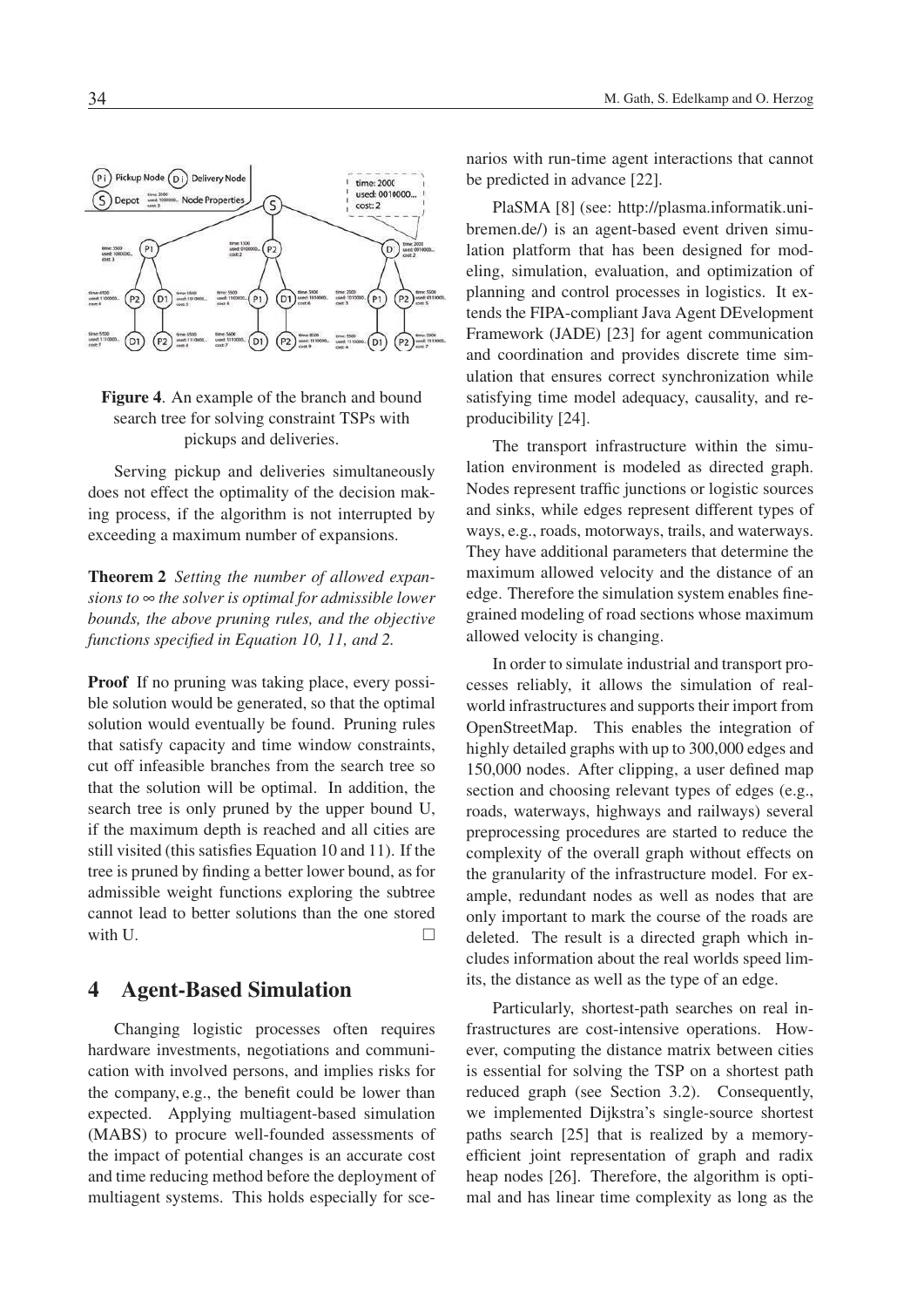**Figure 4**. An example of the branch and bound search tree for solving constraint TSPs with pickups and deliveries.

Serving pickup and deliveries simultaneously does not effect the optimality of the decision making process, if the algorithm is not interrupted by exceeding a maximum number of expansions.

**Theorem 2** *Setting the number of allowed expansions to $\infty$ the solver is optimal for admissible lower bounds, the above pruning rules, and the objective functions specified in Equation 10, 11, and 2.*

**Proof** If no pruning was taking place, every possible solution would be generated, so that the optimal solution would eventually be found. Pruning rules that satisfy capacity and time window constraints, cut off infeasible branches from the search tree so that the solution will be optimal. In addition, the search tree is only pruned by the upper bound U, if the maximum depth is reached and all cities are still visited (this satisfies Equation 10 and 11). If the tree is pruned by finding a better lower bound, as for admissible weight functions exploring the subtree cannot lead to better solutions than the one stored with U. □

## 4 Agent-Based Simulation

Changing logistic processes often requires hardware investments, negotiations and communication with involved persons, and implies risks for the company, e.g., the benefit could be lower than expected. Applying multiagent-based simulation (MABS) to procure well-founded assessments of the impact of potential changes is an accurate cost and time reducing method before the deployment of multiagent systems. This holds especially for scenarios with run-time agent interactions that cannot be predicted in advance [22].

PlaSMA [8] (see: http://plasma.informatik.uni-bremen.de/) is an agent-based event driven simulation platform that has been designed for modeling, simulation, evaluation, and optimization of planning and control processes in logistics. It extends the FIPA-compliant Java Agent DEvelopment Framework (JADE) [23] for agent communication and coordination and provides discrete time simulation that ensures correct synchronization while satisfying time model adequacy, causality, and reproducibility [24].

The transport infrastructure within the simulation environment is modeled as directed graph. Nodes represent traffic junctions or logistic sources and sinks, while edges represent different types of ways, e.g., roads, motorways, trails, and waterways. They have additional parameters that determine the maximum allowed velocity and the distance of an edge. Therefore the simulation system enables fine-grained modeling of road sections whose maximum allowed velocity is changing.

In order to simulate industrial and transport processes reliably, it allows the simulation of real-world infrastructures and supports their import from OpenStreetMap. This enables the integration of highly detailed graphs with up to 300,000 edges and 150,000 nodes. After clipping, a user defined map section and choosing relevant types of edges (e.g., roads, waterways, highways and railways) several preprocessing procedures are started to reduce the complexity of the overall graph without effects on the granularity of the infrastructure model. For example, redundant nodes as well as nodes that are only important to mark the course of the roads are deleted. The result is a directed graph which includes information about the real worlds speed limits, the distance as well as the type of an edge.

Particularly, shortest-path searches on real infrastructures are cost-intensive operations. However, computing the distance matrix between cities is essential for solving the TSP on a shortest path reduced graph (see Section 3.2). Consequently, we implemented Dijkstra's single-source shortest paths search [25] that is realized by a memory-efficient joint representation of graph and radix heap nodes [26]. Therefore, the algorithm is optimal and has linear time complexity as long as the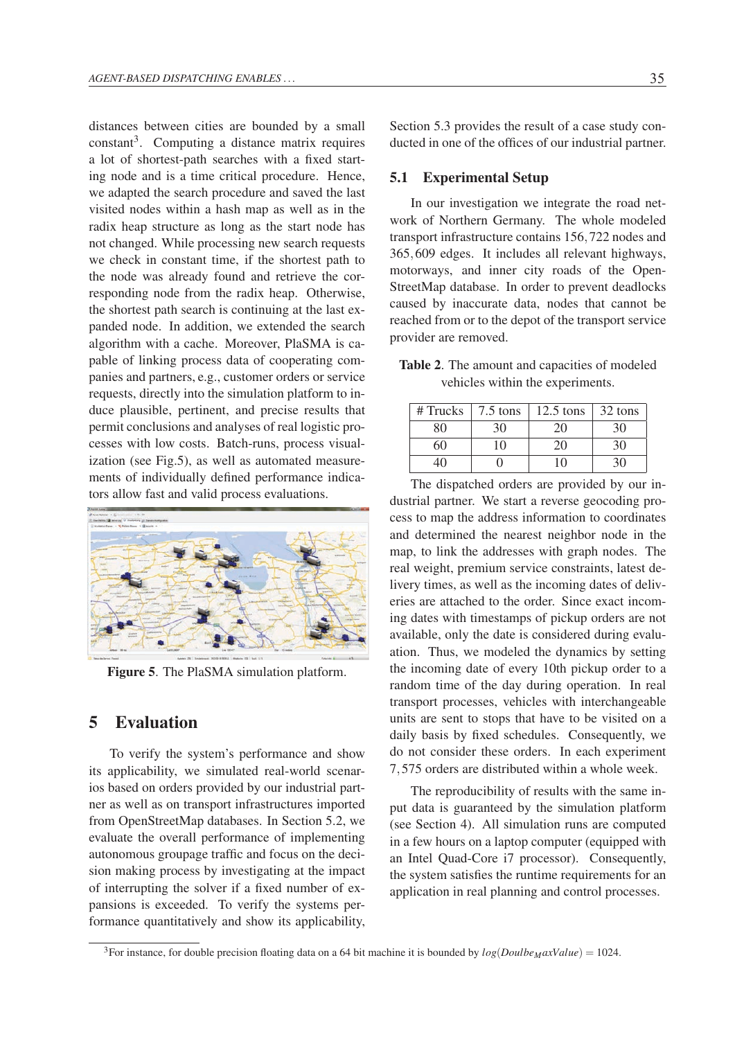distances between cities are bounded by a small constant[3]. Computing a distance matrix requires a lot of shortest-path searches with a fixed starting node and is a time critical procedure. Hence, we adapted the search procedure and saved the last visited nodes within a hash map as well as in the radix heap structure as long as the start node has not changed. While processing new search requests we check in constant time, if the shortest path to the node was already found and retrieve the corresponding node from the radix heap. Otherwise, the shortest path search is continuing at the last expanded node. In addition, we extended the search algorithm with a cache. Moreover, PlaSMA is capable of linking process data of cooperating companies and partners, e.g., customer orders or service requests, directly into the simulation platform to induce plausible, pertinent, and precise results that permit conclusions and analyses of real logistic processes with low costs. Batch-runs, process visualization (see Fig.5), as well as automated measurements of individually defined performance indicators allow fast and valid process evaluations.

**Figure 5**. The PlaSMA simulation platform.

# 5 Evaluation

To verify the system's performance and show its applicability, we simulated real-world scenarios based on orders provided by our industrial partner as well as on transport infrastructures imported from OpenStreetMap databases. In Section 5.2, we evaluate the overall performance of implementing autonomous groupage traffic and focus on the decision making process by investigating at the impact of interrupting the solver if a fixed number of expansions is exceeded. To verify the systems performance quantitatively and show its applicability, Section 5.3 provides the result of a case study conducted in one of the offices of our industrial partner.

## 5.1 Experimental Setup

In our investigation we integrate the road network of Northern Germany. The whole modeled transport infrastructure contains 156,722 nodes and 365,609 edges. It includes all relevant highways, motorways, and inner city roads of the OpenStreetMap database. In order to prevent deadlocks caused by inaccurate data, nodes that cannot be reached from or to the depot of the transport service provider are removed.

**Table 2**. The amount and capacities of modeled vehicles within the experiments.

| # Trucks | 7.5 tons | 12.5 tons | 32 tons |
|---|---|---|---|
| 80 | 30 | 20 | 30 |
| 60 | 10 | 20 | 30 |
| 40 | 0 | 10 | 30 |

The dispatched orders are provided by our industrial partner. We start a reverse geocoding process to map the address information to coordinates and determined the nearest neighbor node in the map, to link the addresses with graph nodes. The real weight, premium service constraints, latest delivery times, as well as the incoming dates of deliveries are attached to the order. Since exact incoming dates with timestamps of pickup orders are not available, only the date is considered during evaluation. Thus, we modeled the dynamics by setting the incoming date of every 10th pickup order to a random time of the day during operation. In real transport processes, vehicles with interchangeable units are sent to stops that have to be visited on a daily basis by fixed schedules. Consequently, we do not consider these orders. In each experiment 7,575 orders are distributed within a whole week.

The reproducibility of results with the same input data is guaranteed by the simulation platform (see Section 4). All simulation runs are computed in a few hours on a laptop computer (equipped with an Intel Quad-Core i7 processor). Consequently, the system satisfies the runtime requirements for an application in real planning and control processes.

[3] For instance, for double precision floating data on a 64 bit machine it is bounded by $log(Doulbe_{M}axValue) = 1024$.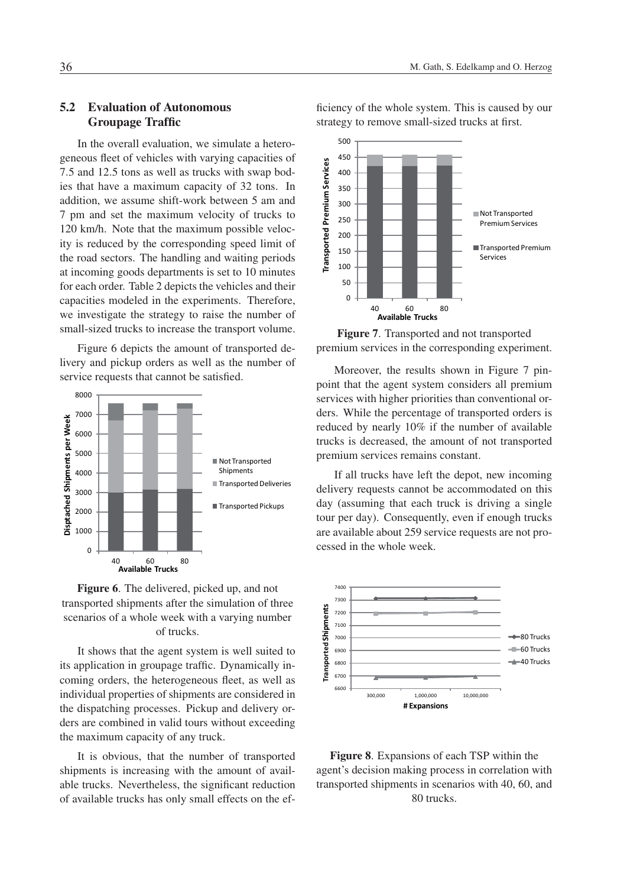### 5.2 Evaluation of Autonomous Groupage Traffic

In the overall evaluation, we simulate a heterogeneous fleet of vehicles with varying capacities of 7.5 and 12.5 tons as well as trucks with swap bodies that have a maximum capacity of 32 tons. In addition, we assume shift-work between 5 am and 7 pm and set the maximum velocity of trucks to 120 km/h. Note that the maximum possible velocity is reduced by the corresponding speed limit of the road sectors. The handling and waiting periods at incoming goods departments is set to 10 minutes for each order. Table 2 depicts the vehicles and their capacities modeled in the experiments. Therefore, we investigate the strategy to raise the number of small-sized trucks to increase the transport volume.

Figure 6 depicts the amount of transported delivery and pickup orders as well as the number of service requests that cannot be satisfied.

**Figure 6**. The delivered, picked up, and not transported shipments after the simulation of three scenarios of a whole week with a varying number of trucks.

It shows that the agent system is well suited to its application in groupage traffic. Dynamically incoming orders, the heterogeneous fleet, as well as individual properties of shipments are considered in the dispatching processes. Pickup and delivery orders are combined in valid tours without exceeding the maximum capacity of any truck.

It is obvious, that the number of transported shipments is increasing with the amount of available trucks. Nevertheless, the significant reduction of available trucks has only small effects on the efficiency of the whole system. This is caused by our strategy to remove small-sized trucks at first.

**Figure 7**. Transported and not transported premium services in the corresponding experiment.

Moreover, the results shown in Figure 7 pinpoint that the agent system considers all premium services with higher priorities than conventional orders. While the percentage of transported orders is reduced by nearly 10% if the number of available trucks is decreased, the amount of not transported premium services remains constant.

If all trucks have left the depot, new incoming delivery requests cannot be accommodated on this day (assuming that each truck is driving a single tour per day). Consequently, even if enough trucks are available about 259 service requests are not processed in the whole week.

**Figure 8**. Expansions of each TSP within the agent's decision making process in correlation with transported shipments in scenarios with 40, 60, and 80 trucks.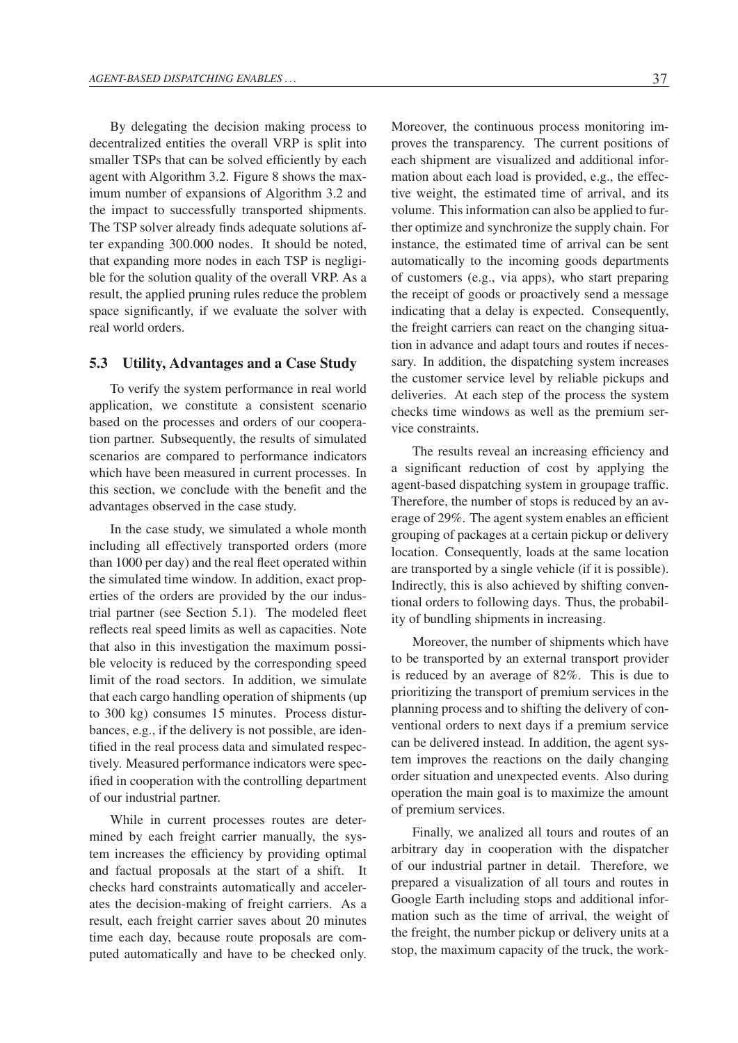By delegating the decision making process to decentralized entities the overall VRP is split into smaller TSPs that can be solved efficiently by each agent with Algorithm 3.2. Figure 8 shows the maximum number of expansions of Algorithm 3.2 and the impact to successfully transported shipments. The TSP solver already finds adequate solutions after expanding 300.000 nodes. It should be noted, that expanding more nodes in each TSP is negligible for the solution quality of the overall VRP. As a result, the applied pruning rules reduce the problem space significantly, if we evaluate the solver with real world orders.

### 5.3 Utility, Advantages and a Case Study

To verify the system performance in real world application, we constitute a consistent scenario based on the processes and orders of our cooperation partner. Subsequently, the results of simulated scenarios are compared to performance indicators which have been measured in current processes. In this section, we conclude with the benefit and the advantages observed in the case study.

In the case study, we simulated a whole month including all effectively transported orders (more than 1000 per day) and the real fleet operated within the simulated time window. In addition, exact properties of the orders are provided by the our industrial partner (see Section 5.1). The modeled fleet reflects real speed limits as well as capacities. Note that also in this investigation the maximum possible velocity is reduced by the corresponding speed limit of the road sectors. In addition, we simulate that each cargo handling operation of shipments (up to 300 kg) consumes 15 minutes. Process disturbances, e.g., if the delivery is not possible, are identified in the real process data and simulated respectively. Measured performance indicators were specified in cooperation with the controlling department of our industrial partner.

While in current processes routes are determined by each freight carrier manually, the system increases the efficiency by providing optimal and factual proposals at the start of a shift. It checks hard constraints automatically and accelerates the decision-making of freight carriers. As a result, each freight carrier saves about 20 minutes time each day, because route proposals are computed automatically and have to be checked only. Moreover, the continuous process monitoring improves the transparency. The current positions of each shipment are visualized and additional information about each load is provided, e.g., the effective weight, the estimated time of arrival, and its volume. This information can also be applied to further optimize and synchronize the supply chain. For instance, the estimated time of arrival can be sent automatically to the incoming goods departments of customers (e.g., via apps), who start preparing the receipt of goods or proactively send a message indicating that a delay is expected. Consequently, the freight carriers can react on the changing situation in advance and adapt tours and routes if necessary. In addition, the dispatching system increases the customer service level by reliable pickups and deliveries. At each step of the process the system checks time windows as well as the premium service constraints.

The results reveal an increasing efficiency and a significant reduction of cost by applying the agent-based dispatching system in groupage traffic. Therefore, the number of stops is reduced by an average of 29%. The agent system enables an efficient grouping of packages at a certain pickup or delivery location. Consequently, loads at the same location are transported by a single vehicle (if it is possible). Indirectly, this is also achieved by shifting conventional orders to following days. Thus, the probability of bundling shipments in increasing.

Moreover, the number of shipments which have to be transported by an external transport provider is reduced by an average of 82%. This is due to prioritizing the transport of premium services in the planning process and to shifting the delivery of conventional orders to next days if a premium service can be delivered instead. In addition, the agent system improves the reactions on the daily changing order situation and unexpected events. Also during operation the main goal is to maximize the amount of premium services.

Finally, we analized all tours and routes of an arbitrary day in cooperation with the dispatcher of our industrial partner in detail. Therefore, we prepared a visualization of all tours and routes in Google Earth including stops and additional information such as the time of arrival, the weight of the freight, the number pickup or delivery units at a stop, the maximum capacity of the truck, the work-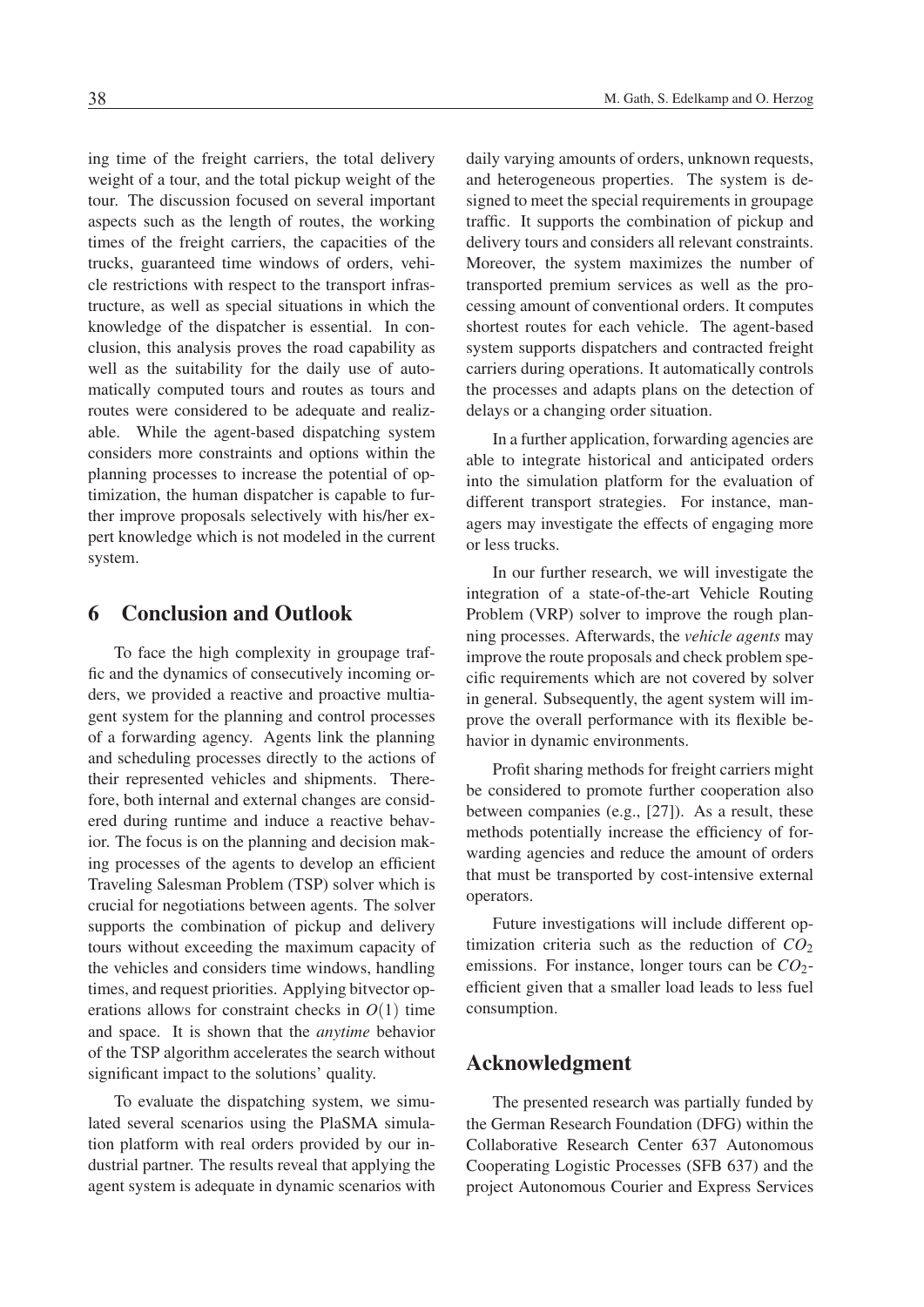ing time of the freight carriers, the total delivery weight of a tour, and the total pickup weight of the tour. The discussion focused on several important aspects such as the length of routes, the working times of the freight carriers, the capacities of the trucks, guaranteed time windows of orders, vehicle restrictions with respect to the transport infrastructure, as well as special situations in which the knowledge of the dispatcher is essential. In conclusion, this analysis proves the road capability as well as the suitability for the daily use of automatically computed tours and routes as tours and routes were considered to be adequate and realizable. While the agent-based dispatching system considers more constraints and options within the planning processes to increase the potential of optimization, the human dispatcher is capable to further improve proposals selectively with his/her expert knowledge which is not modeled in the current system.

## 6 Conclusion and Outlook

To face the high complexity in groupage traffic and the dynamics of consecutively incoming orders, we provided a reactive and proactive multiagent system for the planning and control processes of a forwarding agency. Agents link the planning and scheduling processes directly to the actions of their represented vehicles and shipments. Therefore, both internal and external changes are considered during runtime and induce a reactive behavior. The focus is on the planning and decision making processes of the agents to develop an efficient Traveling Salesman Problem (TSP) solver which is crucial for negotiations between agents. The solver supports the combination of pickup and delivery tours without exceeding the maximum capacity of the vehicles and considers time windows, handling times, and request priorities. Applying bitvector operations allows for constraint checks in $O(1)$ time and space. It is shown that the *anytime* behavior of the TSP algorithm accelerates the search without significant impact to the solutions' quality.

To evaluate the dispatching system, we simulated several scenarios using the PlaSMA simulation platform with real orders provided by our industrial partner. The results reveal that applying the agent system is adequate in dynamic scenarios with daily varying amounts of orders, unknown requests, and heterogeneous properties. The system is designed to meet the special requirements in groupage traffic. It supports the combination of pickup and delivery tours and considers all relevant constraints. Moreover, the system maximizes the number of transported premium services as well as the processing amount of conventional orders. It computes shortest routes for each vehicle. The agent-based system supports dispatchers and contracted freight carriers during operations. It automatically controls the processes and adapts plans on the detection of delays or a changing order situation.

In a further application, forwarding agencies are able to integrate historical and anticipated orders into the simulation platform for the evaluation of different transport strategies. For instance, managers may investigate the effects of engaging more or less trucks.

In our further research, we will investigate the integration of a state-of-the-art Vehicle Routing Problem (VRP) solver to improve the rough planning processes. Afterwards, the *vehicle agents* may improve the route proposals and check problem specific requirements which are not covered by solver in general. Subsequently, the agent system will improve the overall performance with its flexible behavior in dynamic environments.

Profit sharing methods for freight carriers might be considered to promote further cooperation also between companies (e.g., [27]). As a result, these methods potentially increase the efficiency of forwarding agencies and reduce the amount of orders that must be transported by cost-intensive external operators.

Future investigations will include different optimization criteria such as the reduction of $CO_2$ emissions. For instance, longer tours can be $CO_2$-efficient given that a smaller load leads to less fuel consumption.

## Acknowledgment

The presented research was partially funded by the German Research Foundation (DFG) within the Collaborative Research Center 637 Autonomous Cooperating Logistic Processes (SFB 637) and the project Autonomous Courier and Express Services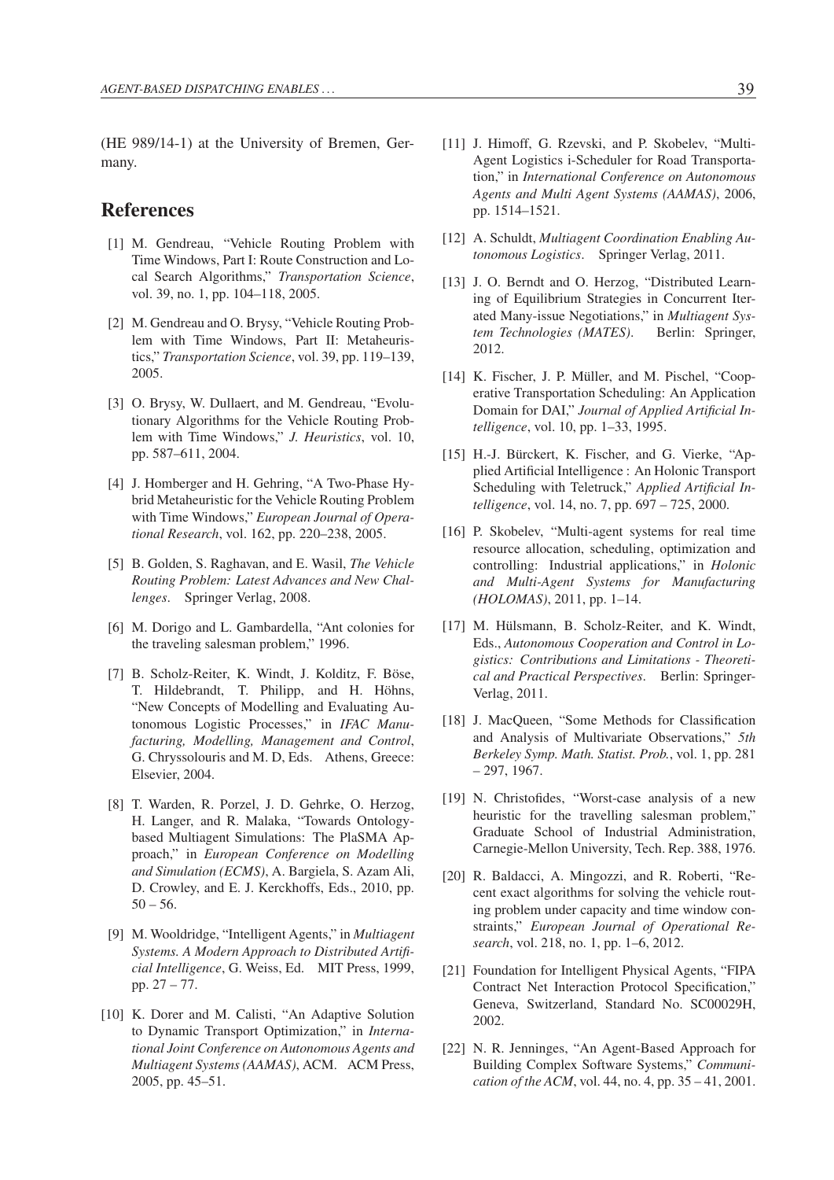(HE 989/14-1) at the University of Bremen, Germany.

## References

[1] M. Gendreau, "Vehicle Routing Problem with Time Windows, Part I: Route Construction and Local Search Algorithms," *Transportation Science*, vol. 39, no. 1, pp. 104–118, 2005.

[2] M. Gendreau and O. Brysy, "Vehicle Routing Problem with Time Windows, Part II: Metaheuristics," *Transportation Science*, vol. 39, pp. 119–139, 2005.

[3] O. Brysy, W. Dullaert, and M. Gendreau, "Evolutionary Algorithms for the Vehicle Routing Problem with Time Windows," *J. Heuristics*, vol. 10, pp. 587–611, 2004.

[4] J. Homberger and H. Gehring, "A Two-Phase Hybrid Metaheuristic for the Vehicle Routing Problem with Time Windows," *European Journal of Operational Research*, vol. 162, pp. 220–238, 2005.

[5] B. Golden, S. Raghavan, and E. Wasil, *The Vehicle Routing Problem: Latest Advances and New Challenges*. Springer Verlag, 2008.

[6] M. Dorigo and L. Gambardella, "Ant colonies for the traveling salesman problem," 1996.

[7] B. Scholz-Reiter, K. Windt, J. Kolditz, F. Böse, T. Hildebrandt, T. Philipp, and H. Höhns, "New Concepts of Modelling and Evaluating Autonomous Logistic Processes," in *IFAC Manufacturing, Modelling, Management and Control*, G. Chryssolouris and M. D, Eds. Athens, Greece: Elsevier, 2004.

[8] T. Warden, R. Porzel, J. D. Gehrke, O. Herzog, H. Langer, and R. Malaka, "Towards Ontology-based Multiagent Simulations: The PlaSMA Approach," in *European Conference on Modelling and Simulation (ECMS)*, A. Bargiela, S. Azam Ali, D. Crowley, and E. J. Kerckhoffs, Eds., 2010, pp. 50 – 56.

[9] M. Wooldridge, "Intelligent Agents," in *Multiagent Systems. A Modern Approach to Distributed Artificial Intelligence*, G. Weiss, Ed. MIT Press, 1999, pp. 27 – 77.

[10] K. Dorer and M. Calisti, "An Adaptive Solution to Dynamic Transport Optimization," in *International Joint Conference on Autonomous Agents and Multiagent Systems (AAMAS)*, ACM. ACM Press, 2005, pp. 45–51.

[11] J. Himoff, G. Rzevski, and P. Skobelev, "Multi-Agent Logistics i-Scheduler for Road Transportation," in *International Conference on Autonomous Agents and Multi Agent Systems (AAMAS)*, 2006, pp. 1514–1521.

[12] A. Schuldt, *Multiagent Coordination Enabling Autonomous Logistics*. Springer Verlag, 2011.

[13] J. O. Berndt and O. Herzog, "Distributed Learning of Equilibrium Strategies in Concurrent Iterated Many-issue Negotiations," in *Multiagent System Technologies (MATES)*. Berlin: Springer, 2012.

[14] K. Fischer, J. P. Müller, and M. Pischel, "Cooperative Transportation Scheduling: An Application Domain for DAI," *Journal of Applied Artificial Intelligence*, vol. 10, pp. 1–33, 1995.

[15] H.-J. Bürckert, K. Fischer, and G. Vierke, "Applied Artificial Intelligence : An Holonic Transport Scheduling with Teletruck," *Applied Artificial Intelligence*, vol. 14, no. 7, pp. 697 – 725, 2000.

[16] P. Skobelev, "Multi-agent systems for real time resource allocation, scheduling, optimization and controlling: Industrial applications," in *Holonic and Multi-Agent Systems for Manufacturing (HOLOMAS)*, 2011, pp. 1–14.

[17] M. Hülsmann, B. Scholz-Reiter, and K. Windt, Eds., *Autonomous Cooperation and Control in Logistics: Contributions and Limitations - Theoretical and Practical Perspectives*. Berlin: Springer-Verlag, 2011.

[18] J. MacQueen, "Some Methods for Classification and Analysis of Multivariate Observations," *5th Berkeley Symp. Math. Statist. Prob.*, vol. 1, pp. 281 – 297, 1967.

[19] N. Christofides, "Worst-case analysis of a new heuristic for the travelling salesman problem," Graduate School of Industrial Administration, Carnegie-Mellon University, Tech. Rep. 388, 1976.

[20] R. Baldacci, A. Mingozzi, and R. Roberti, "Recent exact algorithms for solving the vehicle routing problem under capacity and time window constraints," *European Journal of Operational Research*, vol. 218, no. 1, pp. 1–6, 2012.

[21] Foundation for Intelligent Physical Agents, "FIPA Contract Net Interaction Protocol Specification," Geneva, Switzerland, Standard No. SC00029H, 2002.

[22] N. R. Jenninges, "An Agent-Based Approach for Building Complex Software Systems," *Communication of the ACM*, vol. 44, no. 4, pp. 35 – 41, 2001.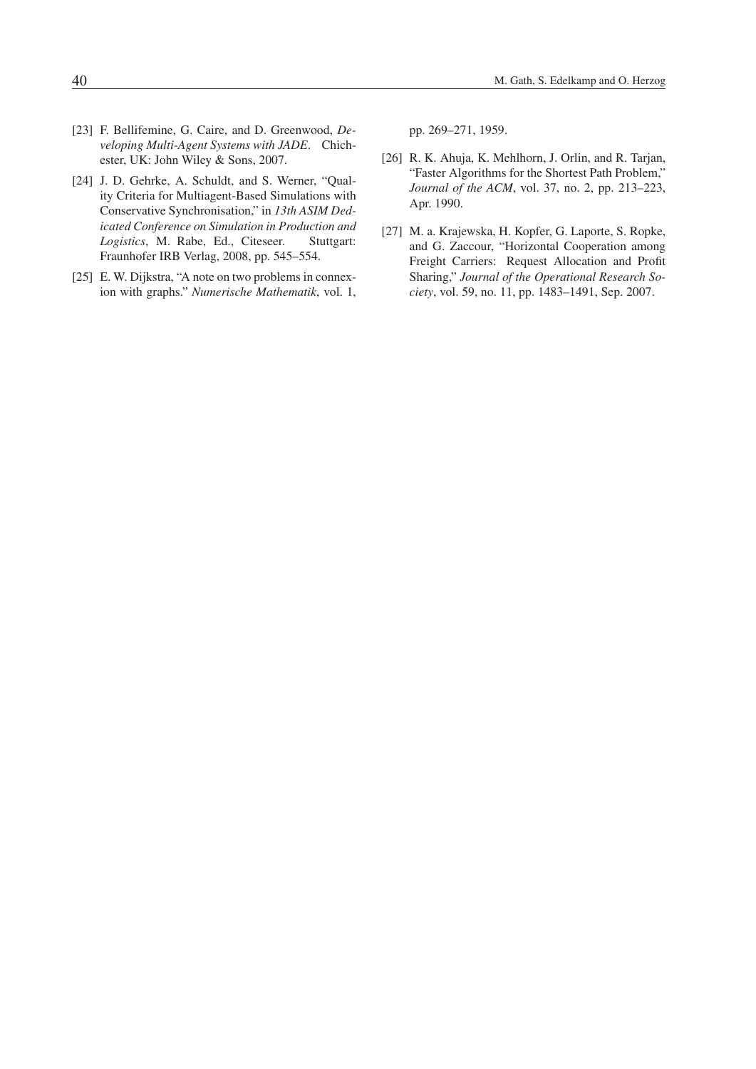[23] F. Bellifemine, G. Caire, and D. Greenwood, *Developing Multi-Agent Systems with JADE*. Chichester, UK: John Wiley & Sons, 2007.

[24] J. D. Gehrke, A. Schuldt, and S. Werner, "Quality Criteria for Multiagent-Based Simulations with Conservative Synchronisation," in *13th ASIM Dedicated Conference on Simulation in Production and Logistics*, M. Rabe, Ed., Citeseer. Stuttgart: Fraunhofer IRB Verlag, 2008, pp. 545–554.

[25] E. W. Dijkstra, "A note on two problems in connexion with graphs." *Numerische Mathematik*, vol. 1, pp. 269–271, 1959.

[26] R. K. Ahuja, K. Mehlhorn, J. Orlin, and R. Tarjan, "Faster Algorithms for the Shortest Path Problem," *Journal of the ACM*, vol. 37, no. 2, pp. 213–223, Apr. 1990.

[27] M. a. Krajewska, H. Kopfer, G. Laporte, S. Ropke, and G. Zaccour, "Horizontal Cooperation among Freight Carriers: Request Allocation and Profit Sharing," *Journal of the Operational Research Society*, vol. 59, no. 11, pp. 1483–1491, Sep. 2007.